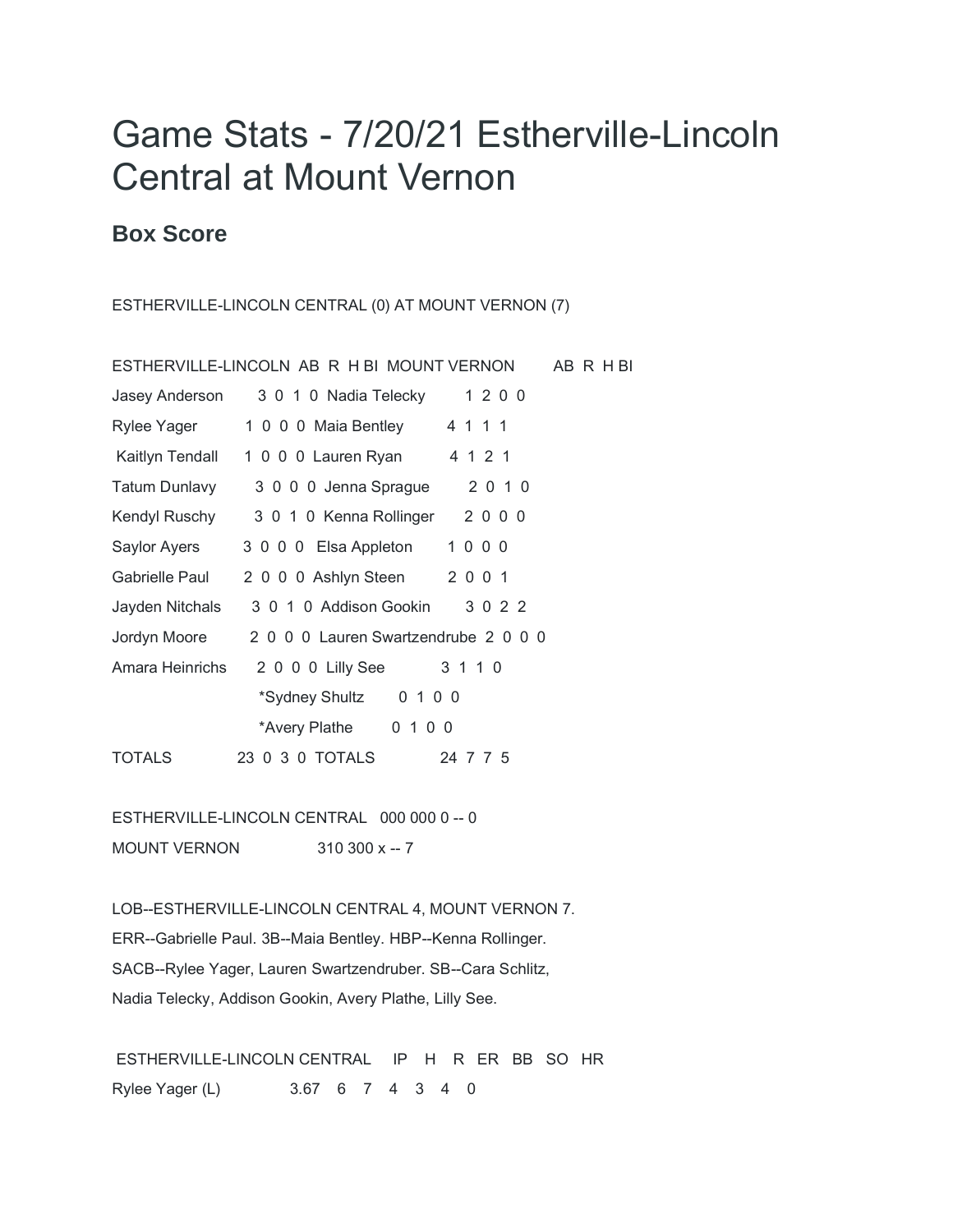# Game Stats - 7/20/21 Estherville-Lincoln Central at Mount Vernon

## Box Score

ESTHERVILLE-LINCOLN CENTRAL (0) AT MOUNT VERNON (7)

| ESTHERVILLE-LINCOLN | AB | R | H | BI | MOUNT VERNON | AB | R | H | BI |
|---|---|---|---|---|---|---|---|---|---|
| Jasey Anderson | 3 | 0 | 1 | 0 | Nadia Telecky | 1 | 2 | 0 | 0 |
| Rylee Yager | 1 | 0 | 0 | 0 | Maia Bentley | 4 | 1 | 1 | 1 |
| Kaitlyn Tendall | 1 | 0 | 0 | 0 | Lauren Ryan | 4 | 1 | 2 | 1 |
| Tatum Dunlavy | 3 | 0 | 0 | 0 | Jenna Sprague | 2 | 0 | 1 | 0 |
| Kendyl Ruschy | 3 | 0 | 1 | 0 | Kenna Rollinger | 2 | 0 | 0 | 0 |
| Saylor Ayers | 3 | 0 | 0 | 0 | Elsa Appleton | 1 | 0 | 0 | 0 |
| Gabrielle Paul | 2 | 0 | 0 | 0 | Ashlyn Steen | 2 | 0 | 0 | 1 |
| Jayden Nitchals | 3 | 0 | 1 | 0 | Addison Gookin | 3 | 0 | 2 | 2 |
| Jordyn Moore | 2 | 0 | 0 | 0 | Lauren Swartzendrube | 2 | 0 | 0 | 0 |
| Amara Heinrichs | 2 | 0 | 0 | 0 | Lilly See | 3 | 1 | 1 | 0 |
| | | | | | *Sydney Shultz | 0 | 1 | 0 | 0 |
| | | | | | *Avery Plathe | 0 | 1 | 0 | 0 |
| TOTALS | 23 | 0 | 3 | 0 | TOTALS | 24 | 7 | 7 | 5 |

ESTHERVILLE-LINCOLN CENTRAL 000 000 0 -- 0

MOUNT VERNON 310 300 x -- 7

LOB--ESTHERVILLE-LINCOLN CENTRAL 4, MOUNT VERNON 7.
ERR--Gabrielle Paul. 3B--Maia Bentley. HBP--Kenna Rollinger.
SACB--Rylee Yager, Lauren Swartzendruber. SB--Cara Schlitz,
Nadia Telecky, Addison Gookin, Avery Plathe, Lilly See.

| ESTHERVILLE-LINCOLN CENTRAL | IP | H | R | ER | BB | SO | HR |
|---|---|---|---|---|---|---|---|
| Rylee Yager (L) | 3.67 | 6 | 7 | 4 | 3 | 4 | 0 |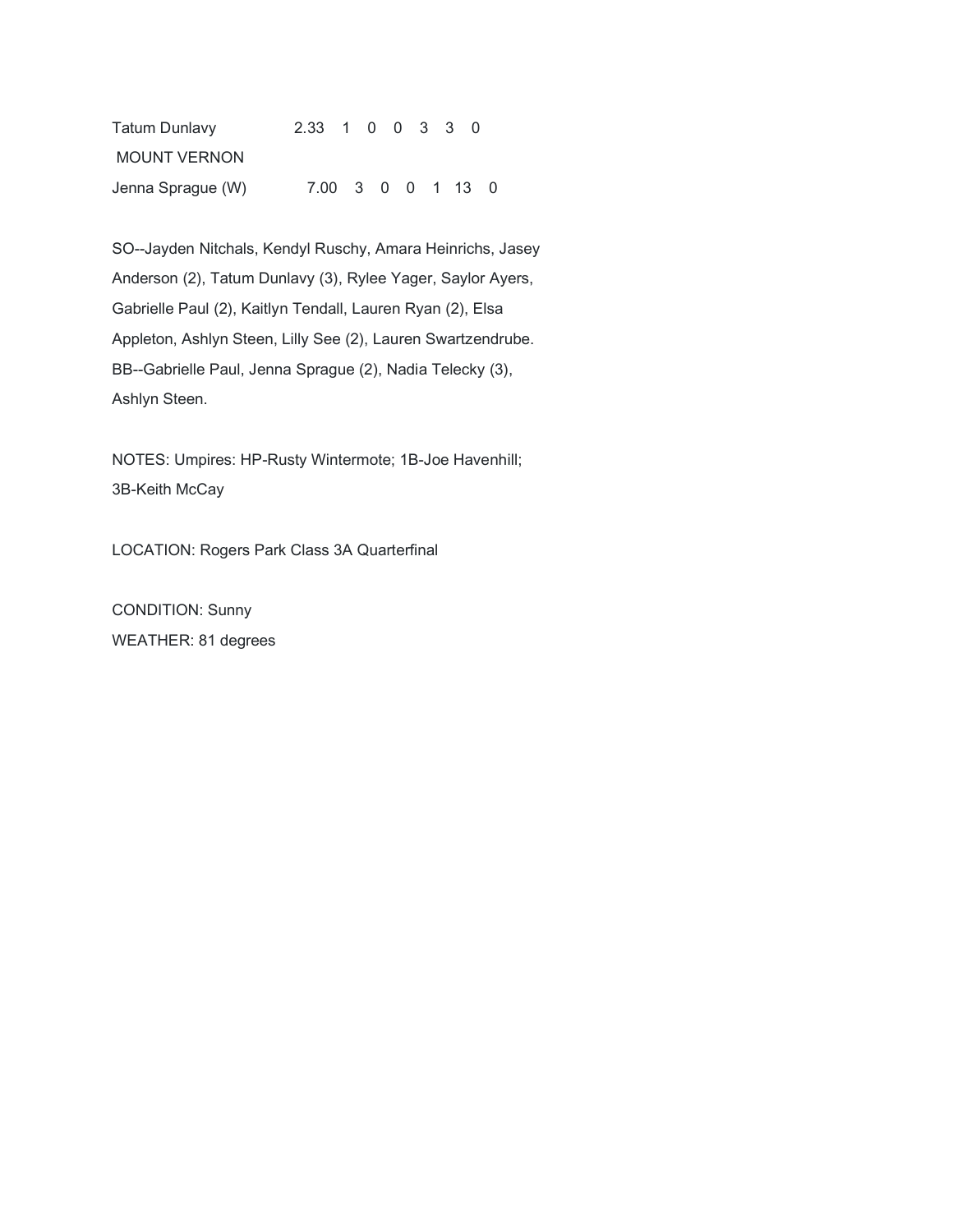| | | | | | | | |
|---|---|---|---|---|---|---|---|
| Tatum Dunlavy | 2.33 | 1 | 0 | 0 | 3 | 3 | 0 |
| MOUNT VERNON | | | | | | | |
| Jenna Sprague (W) | 7.00 | 3 | 0 | 0 | 1 | 13 | 0 |

SO--Jayden Nitchals, Kendyl Ruschy, Amara Heinrichs, Jasey Anderson (2), Tatum Dunlavy (3), Rylee Yager, Saylor Ayers, Gabrielle Paul (2), Kaitlyn Tendall, Lauren Ryan (2), Elsa Appleton, Ashlyn Steen, Lilly See (2), Lauren Swartzendrube. BB--Gabrielle Paul, Jenna Sprague (2), Nadia Telecky (3), Ashlyn Steen.

NOTES: Umpires: HP-Rusty Wintermote; 1B-Joe Havenhill; 3B-Keith McCay

LOCATION: Rogers Park Class 3A Quarterfinal

CONDITION: Sunny
WEATHER: 81 degrees